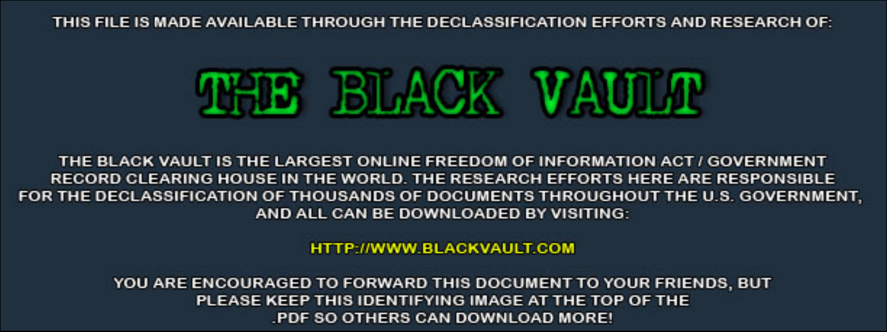THIS FILE IS MADE AVAILABLE THROUGH THE DECLASSIFICATION EFFORTS AND RESEARCH OF:

# THE BLACK VAULT

THE BLACK VAULT IS THE LARGEST ONLINE FREEDOM OF INFORMATION ACT / GOVERNMENT RECORD CLEARING HOUSE IN THE WORLD. THE RESEARCH EFFORTS HERE ARE RESPONSIBLE FOR THE DECLASSIFICATION OF THOUSANDS OF DOCUMENTS THROUGHOUT THE U.S. GOVERNMENT, AND ALL CAN BE DOWNLOADED BY VISITING:

HTTP://WWW.BLACKVAULT.COM

YOU ARE ENCOURAGED TO FORWARD THIS DOCUMENT TO YOUR FRIENDS, BUT PLEASE KEEP THIS IDENTIFYING IMAGE AT THE TOP OF THE .PDF SO OTHERS CAN DOWNLOAD MORE!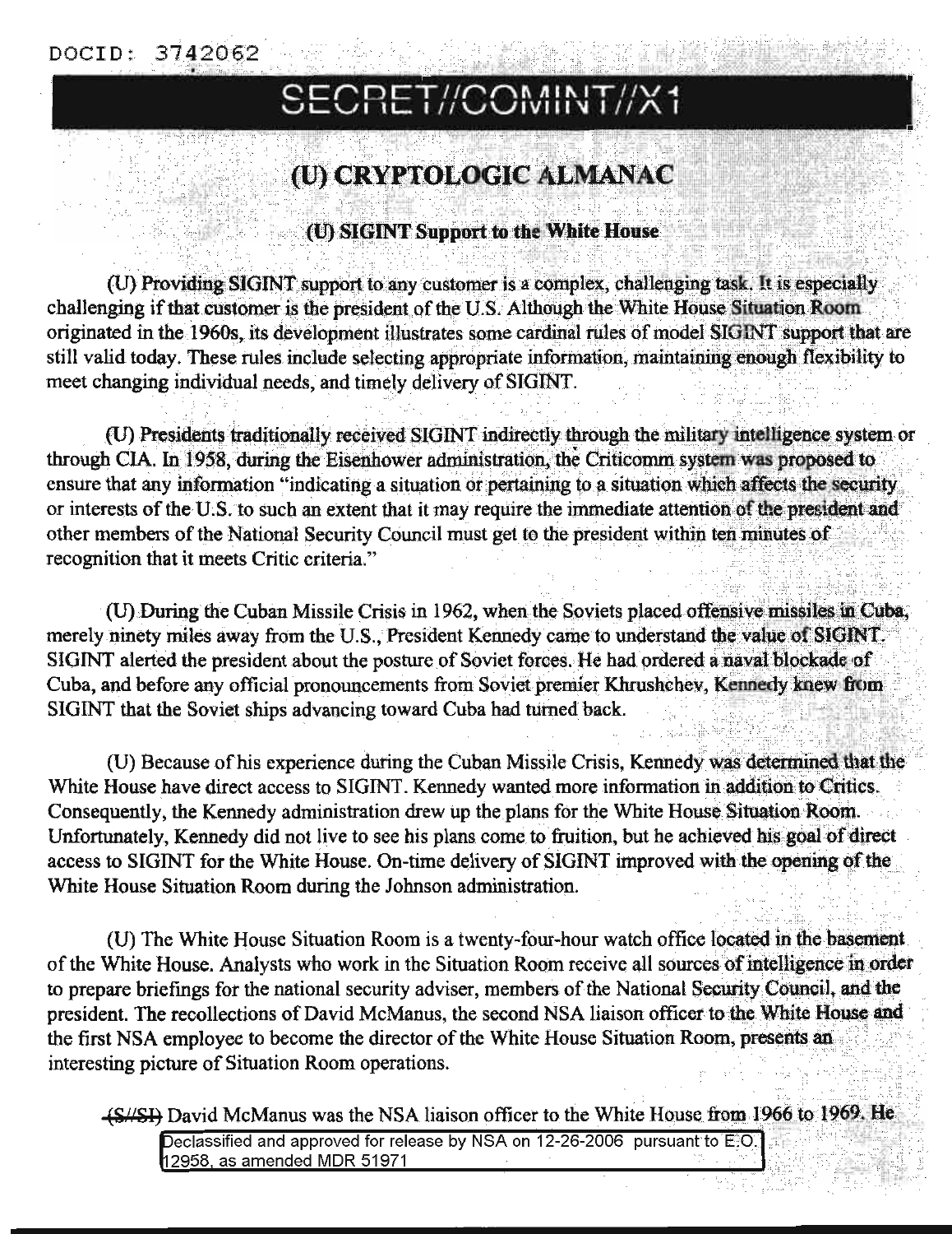DOCID: 3742062

SECRET//COMINT//X1

# (U) CRYPTOLOGIC ALMANAC

## (U) SIGINT Support to the White House

(U) Providing SIGINT support to any customer is a complex, challenging task. It is especially challenging if that customer is the president of the U.S. Although the White House Situation Room originated in the 1960s, its development illustrates some cardinal rules of model SIGINT support that are still valid today. These rules include selecting appropriate information, maintaining enough flexibility to meet changing individual needs, and timely delivery of SIGINT.

(U) Presidents traditionally received SIGINT indirectly through the military intelligence system or through CIA. In 1958, during the Eisenhower administration, the Criticomm system was proposed to ensure that any information "indicating a situation or pertaining to a situation which affects the security or interests of the U.S. to such an extent that it may require the immediate attention of the president and other members of the National Security Council must get to the president within ten minutes of recognition that it meets Critic criteria."

(U) During the Cuban Missile Crisis in 1962, when the Soviets placed offensive missiles in Cuba, merely ninety miles away from the U.S., President Kennedy came to understand the value of SIGINT. SIGINT alerted the president about the posture of Soviet forces. He had ordered a naval blockade of Cuba, and before any official pronouncements from Soviet premier Khrushchev, Kennedy knew from SIGINT that the Soviet ships advancing toward Cuba had turned back.

(U) Because of his experience during the Cuban Missile Crisis, Kennedy was determined that the White House have direct access to SIGINT. Kennedy wanted more information in addition to Critics. Consequently, the Kennedy administration drew up the plans for the White House Situation Room. Unfortunately, Kennedy did not live to see his plans come to fruition, but he achieved his goal of direct access to SIGINT for the White House. On-time delivery of SIGINT improved with the opening of the White House Situation Room during the Johnson administration.

(U) The White House Situation Room is a twenty-four-hour watch office located in the basement of the White House. Analysts who work in the Situation Room receive all sources of intelligence in order to prepare briefings for the national security adviser, members of the National Security Council, and the president. The recollections of David McManus, the second NSA liaison officer to the White House and the first NSA employee to become the director of the White House Situation Room, presents an interesting picture of Situation Room operations.

~~(S//SI)~~ David McManus was the NSA liaison officer to the White House from 1966 to 1969. He

Declassified and approved for release by NSA on 12-26-2006 pursuant to E.O. 12958, as amended MDR 51971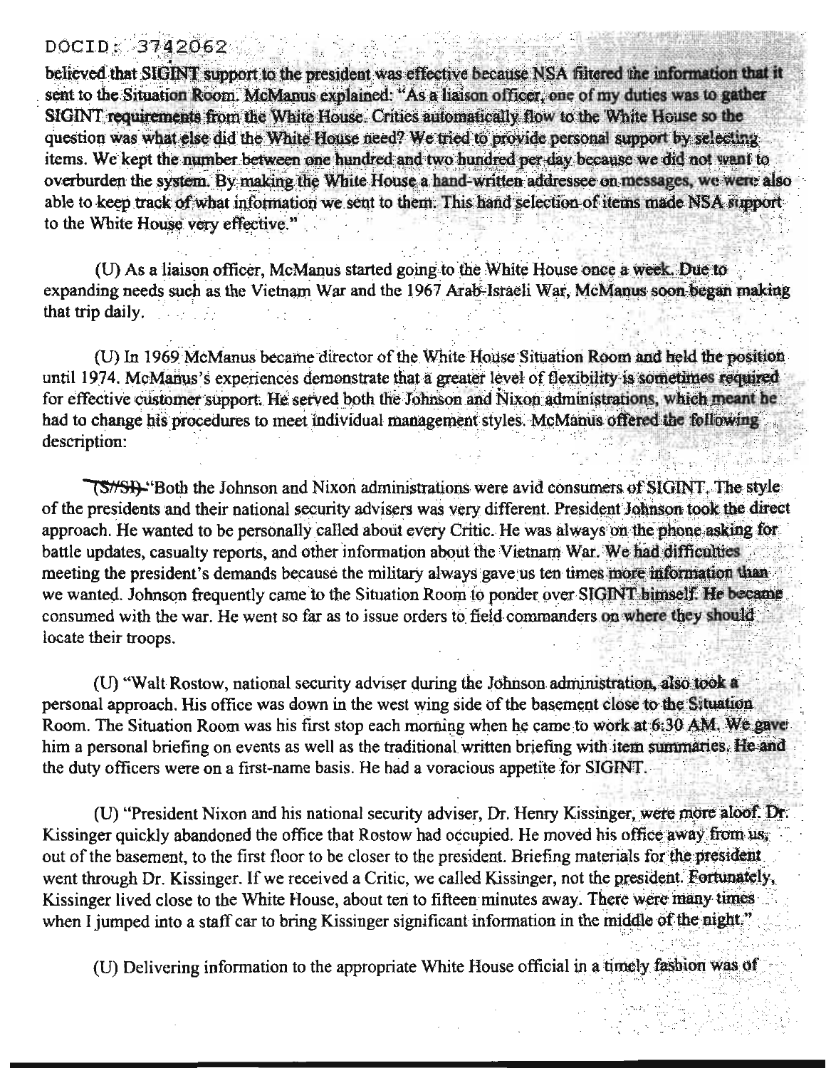believed that SIGINT support to the president was effective because NSA filtered the information that it sent to the Situation Room. McManus explained: "As a liaison officer, one of my duties was to gather SIGINT requirements from the White House. Critics automatically flow to the White House so the question was what else did the White House need? We tried to provide personal support by selecting items. We kept the number between one hundred and two hundred per day because we did not want to overburden the system. By making the White House a hand-written addressee on messages, we were also able to keep track of what information we sent to them. This hand selection of items made NSA support to the White House very effective."

(U) As a liaison officer, McManus started going to the White House once a week. Due to expanding needs such as the Vietnam War and the 1967 Arab-Israeli War, McManus soon began making that trip daily.

(U) In 1969 McManus became director of the White House Situation Room and held the position until 1974. McManus's experiences demonstrate that a greater level of flexibility is sometimes required for effective customer support. He served both the Johnson and Nixon administrations, which meant he had to change his procedures to meet individual management styles. McManus offered the following description:

~~(S//SI)~~ "Both the Johnson and Nixon administrations were avid consumers of SIGINT. The style of the presidents and their national security advisers was very different. President Johnson took the direct approach. He wanted to be personally called about every Critic. He was always on the phone asking for battle updates, casualty reports, and other information about the Vietnam War. We had difficulties meeting the president's demands because the military always gave us ten times more information than we wanted. Johnson frequently came to the Situation Room to ponder over SIGINT himself. He became consumed with the war. He went so far as to issue orders to field commanders on where they should locate their troops.

(U) "Walt Rostow, national security adviser during the Johnson administration, also took a personal approach. His office was down in the west wing side of the basement close to the Situation Room. The Situation Room was his first stop each morning when he came to work at 6:30 AM. We gave him a personal briefing on events as well as the traditional written briefing with item summaries. He and the duty officers were on a first-name basis. He had a voracious appetite for SIGINT.

(U) "President Nixon and his national security adviser, Dr. Henry Kissinger, were more aloof. Dr. Kissinger quickly abandoned the office that Rostow had occupied. He moved his office away from us, out of the basement, to the first floor to be closer to the president. Briefing materials for the president went through Dr. Kissinger. If we received a Critic, we called Kissinger, not the president. Fortunately, Kissinger lived close to the White House, about ten to fifteen minutes away. There were many times when I jumped into a staff car to bring Kissinger significant information in the middle of the night."

(U) Delivering information to the appropriate White House official in a timely fashion was of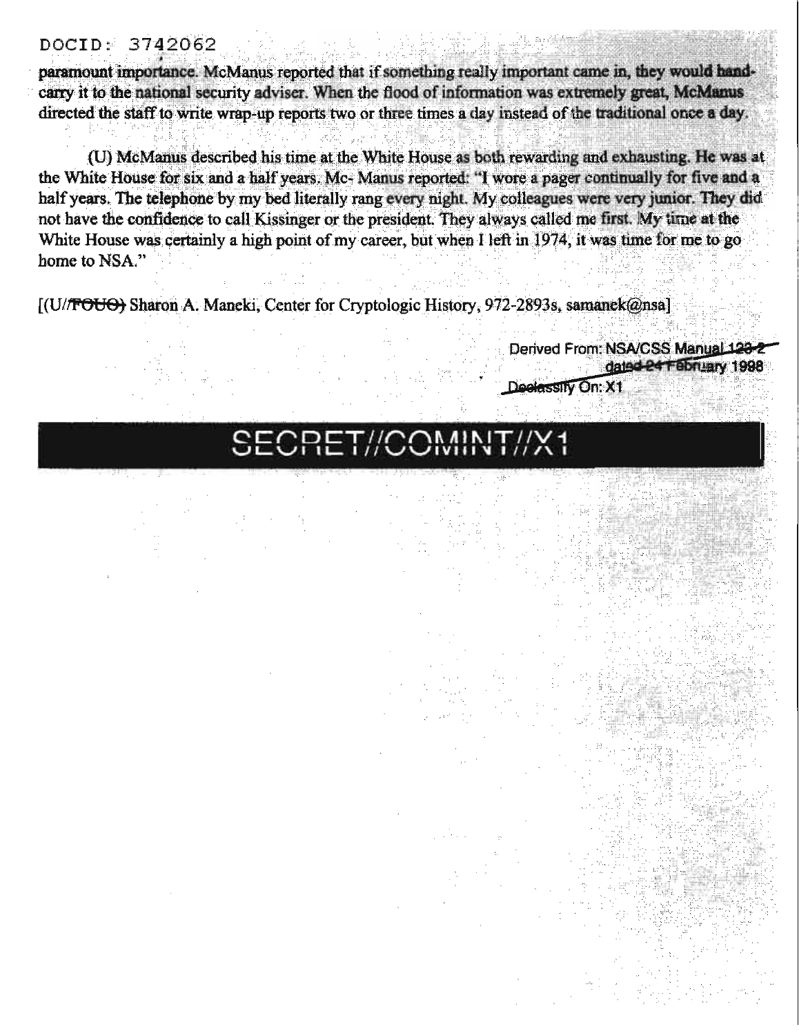DOCID: 3742062

paramount importance. McManus reported that if something really important came in, they would hand-carry it to the national security adviser. When the flood of information was extremely great, McManus directed the staff to write wrap-up reports two or three times a day instead of the traditional once a day.

(U) McManus described his time at the White House as both rewarding and exhausting. He was at the White House for six and a half years. Mc- Manus reported: "I wore a pager continually for five and a half years. The telephone by my bed literally rang every night. My colleagues were very junior. They did not have the confidence to call Kissinger or the president. They always called me first. My time at the White House was certainly a high point of my career, but when I left in 1974, it was time for me to go home to NSA."

[(U//~~FOUO~~) Sharon A. Maneki, Center for Cryptologic History, 972-2893s, samanek@nsa]

Derived From: NSA/CSS ~~Manual 123-2~~
~~dated 24 February 1998~~
~~Declassify~~ On: X1

SECRET//COMINT//X1